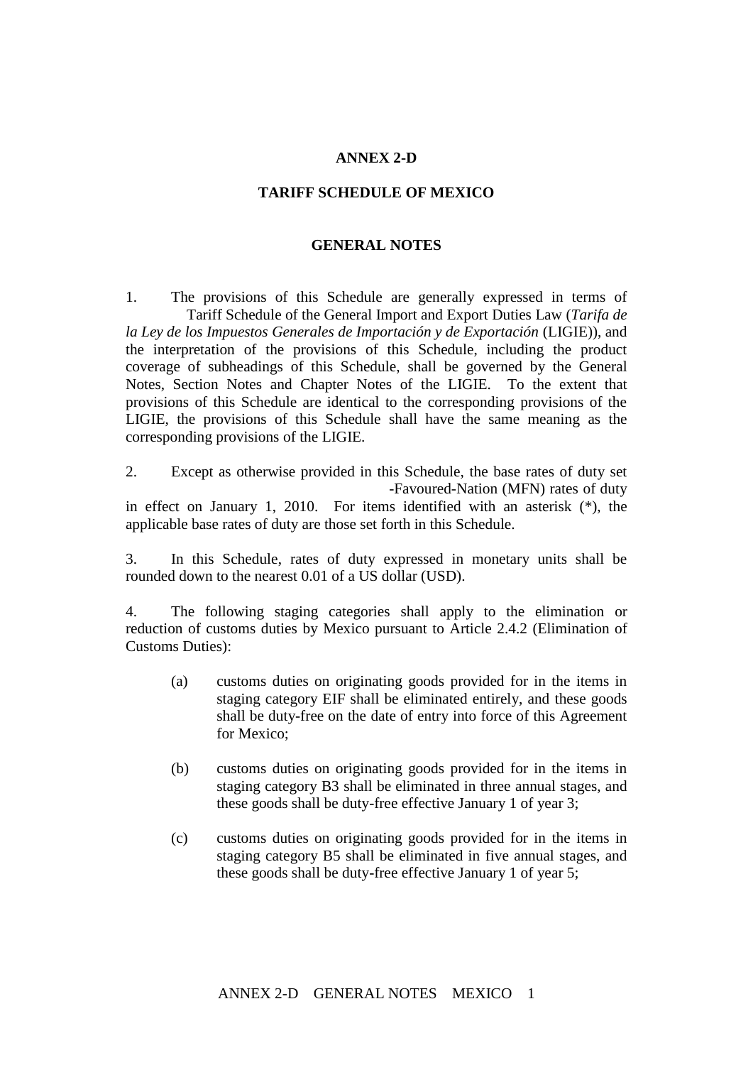# ANNEX 2-D

## TARIFF SCHEDULE OF MEXICO

### GENERAL NOTES

1. The provisions of this Schedule are generally expressed in terms of Tariff Schedule of the General Import and Export Duties Law (*Tarifa de la Ley de los Impuestos Generales de Importación y de Exportación* (LIGIE)), and the interpretation of the provisions of this Schedule, including the product coverage of subheadings of this Schedule, shall be governed by the General Notes, Section Notes and Chapter Notes of the LIGIE. To the extent that provisions of this Schedule are identical to the corresponding provisions of the LIGIE, the provisions of this Schedule shall have the same meaning as the corresponding provisions of the LIGIE.

2. Except as otherwise provided in this Schedule, the base rates of duty set -Favoured-Nation (MFN) rates of duty in effect on January 1, 2010. For items identified with an asterisk (*), the applicable base rates of duty are those set forth in this Schedule.

3. In this Schedule, rates of duty expressed in monetary units shall be rounded down to the nearest 0.01 of a US dollar (USD).

4. The following staging categories shall apply to the elimination or reduction of customs duties by Mexico pursuant to Article 2.4.2 (Elimination of Customs Duties):

   (a) customs duties on originating goods provided for in the items in staging category EIF shall be eliminated entirely, and these goods shall be duty-free on the date of entry into force of this Agreement for Mexico;

   (b) customs duties on originating goods provided for in the items in staging category B3 shall be eliminated in three annual stages, and these goods shall be duty-free effective January 1 of year 3;

   (c) customs duties on originating goods provided for in the items in staging category B5 shall be eliminated in five annual stages, and these goods shall be duty-free effective January 1 of year 5;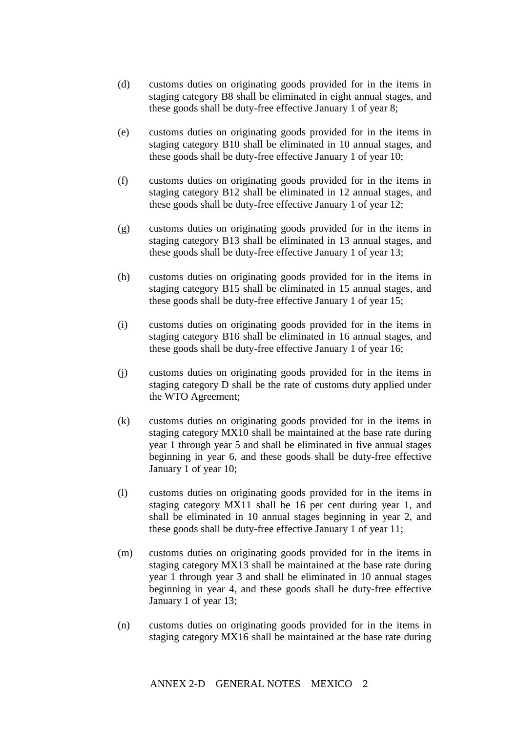(d) customs duties on originating goods provided for in the items in staging category B8 shall be eliminated in eight annual stages, and these goods shall be duty-free effective January 1 of year 8;

(e) customs duties on originating goods provided for in the items in staging category B10 shall be eliminated in 10 annual stages, and these goods shall be duty-free effective January 1 of year 10;

(f) customs duties on originating goods provided for in the items in staging category B12 shall be eliminated in 12 annual stages, and these goods shall be duty-free effective January 1 of year 12;

(g) customs duties on originating goods provided for in the items in staging category B13 shall be eliminated in 13 annual stages, and these goods shall be duty-free effective January 1 of year 13;

(h) customs duties on originating goods provided for in the items in staging category B15 shall be eliminated in 15 annual stages, and these goods shall be duty-free effective January 1 of year 15;

(i) customs duties on originating goods provided for in the items in staging category B16 shall be eliminated in 16 annual stages, and these goods shall be duty-free effective January 1 of year 16;

(j) customs duties on originating goods provided for in the items in staging category D shall be the rate of customs duty applied under the WTO Agreement;

(k) customs duties on originating goods provided for in the items in staging category MX10 shall be maintained at the base rate during year 1 through year 5 and shall be eliminated in five annual stages beginning in year 6, and these goods shall be duty-free effective January 1 of year 10;

(l) customs duties on originating goods provided for in the items in staging category MX11 shall be 16 per cent during year 1, and shall be eliminated in 10 annual stages beginning in year 2, and these goods shall be duty-free effective January 1 of year 11;

(m) customs duties on originating goods provided for in the items in staging category MX13 shall be maintained at the base rate during year 1 through year 3 and shall be eliminated in 10 annual stages beginning in year 4, and these goods shall be duty-free effective January 1 of year 13;

(n) customs duties on originating goods provided for in the items in staging category MX16 shall be maintained at the base rate during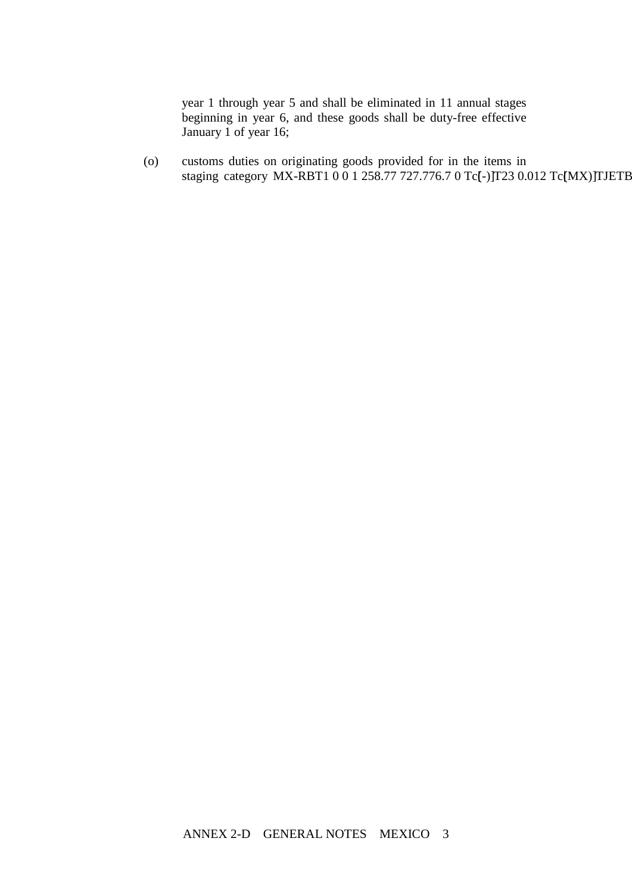year 1 through year 5 and shall be eliminated in 11 annual stages beginning in year 6, and these goods shall be duty-free effective January 1 of year 16;

(o) customs duties on originating goods provided for in the items in staging category MX-RBT1 0 0 1 258.77 727.776.7 0 Tc[(-)]T23 0.012 Tc[(MX)]TJETB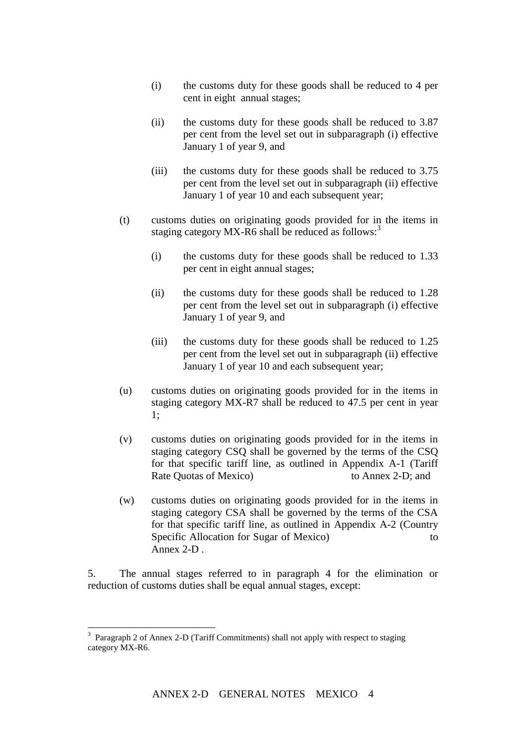(i) the customs duty for these goods shall be reduced to 4 per cent in eight annual stages;

(ii) the customs duty for these goods shall be reduced to 3.87 per cent from the level set out in subparagraph (i) effective January 1 of year 9, and

(iii) the customs duty for these goods shall be reduced to 3.75 per cent from the level set out in subparagraph (ii) effective January 1 of year 10 and each subsequent year;

(t) customs duties on originating goods provided for in the items in staging category MX-R6 shall be reduced as follows:[3]

(i) the customs duty for these goods shall be reduced to 1.33 per cent in eight annual stages;

(ii) the customs duty for these goods shall be reduced to 1.28 per cent from the level set out in subparagraph (i) effective January 1 of year 9, and

(iii) the customs duty for these goods shall be reduced to 1.25 per cent from the level set out in subparagraph (ii) effective January 1 of year 10 and each subsequent year;

(u) customs duties on originating goods provided for in the items in staging category MX-R7 shall be reduced to 47.5 per cent in year 1;

(v) customs duties on originating goods provided for in the items in staging category CSQ shall be governed by the terms of the CSQ for that specific tariff line, as outlined in Appendix A-1 (Tariff Rate Quotas of Mexico) to Annex 2-D; and

(w) customs duties on originating goods provided for in the items in staging category CSA shall be governed by the terms of the CSA for that specific tariff line, as outlined in Appendix A-2 (Country Specific Allocation for Sugar of Mexico) to Annex 2-D .

5. The annual stages referred to in paragraph 4 for the elimination or reduction of customs duties shall be equal annual stages, except:

---

[3] Paragraph 2 of Annex 2-D (Tariff Commitments) shall not apply with respect to staging category MX-R6.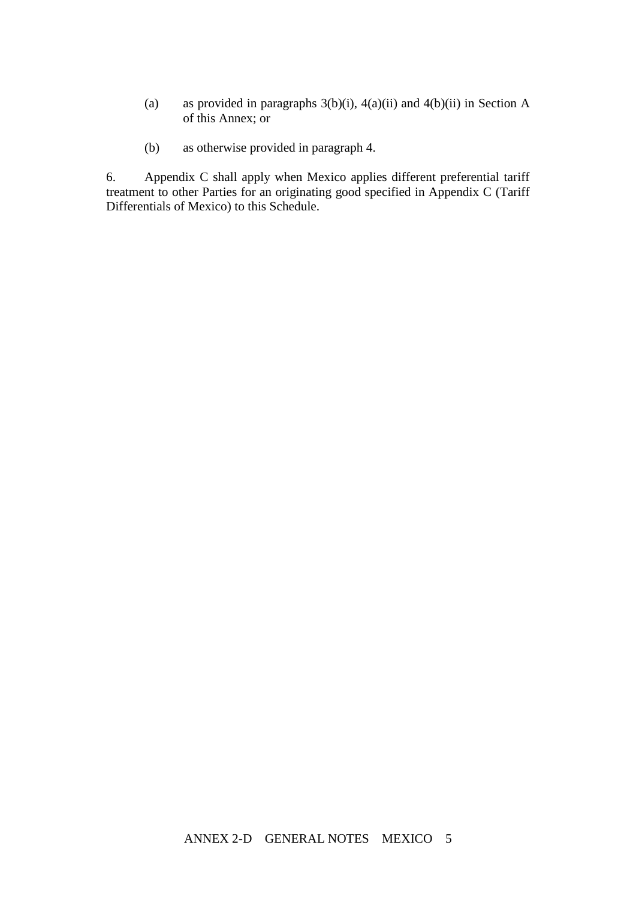(a) as provided in paragraphs 3(b)(i), 4(a)(ii) and 4(b)(ii) in Section A of this Annex; or

(b) as otherwise provided in paragraph 4.

6. Appendix C shall apply when Mexico applies different preferential tariff treatment to other Parties for an originating good specified in Appendix C (Tariff Differentials of Mexico) to this Schedule.